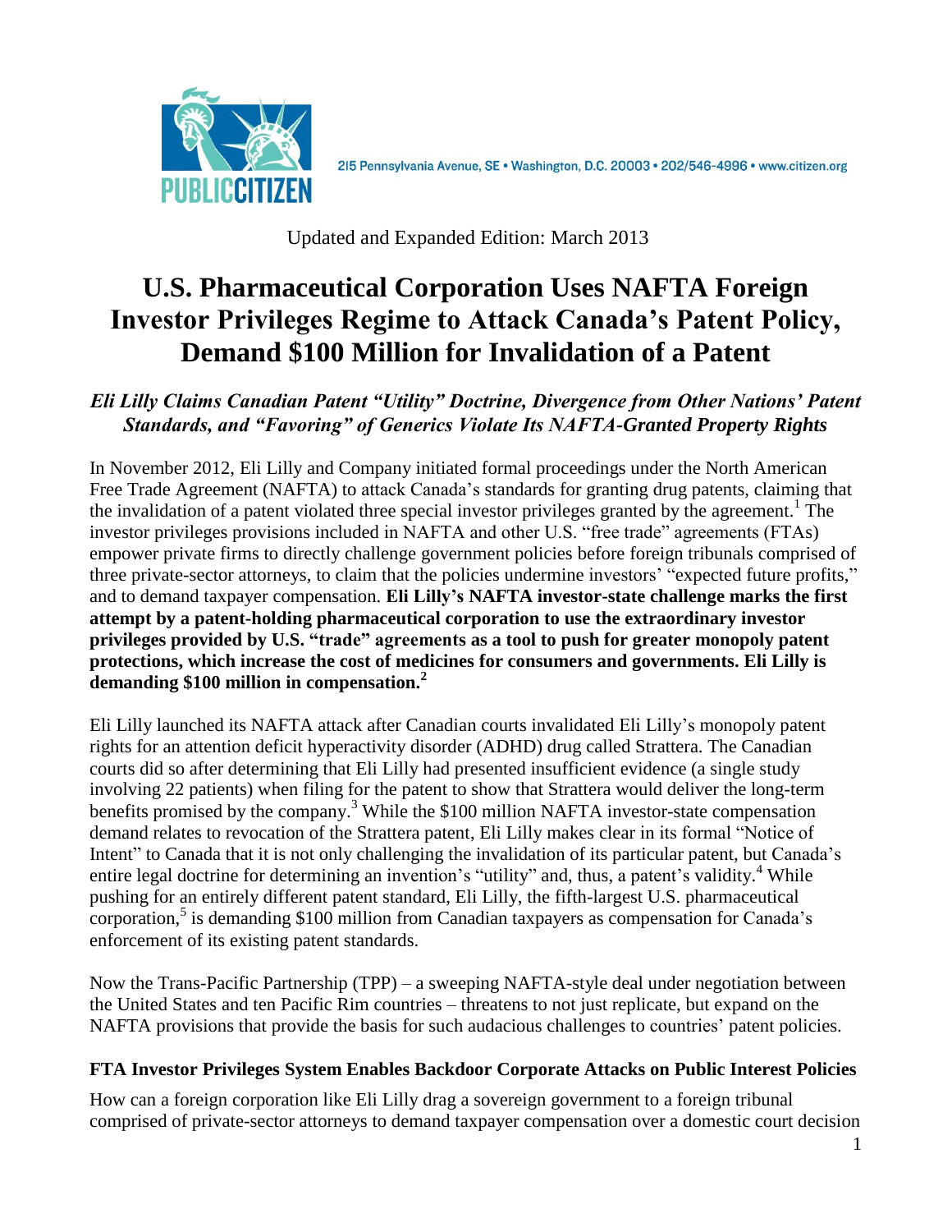215 Pennsylvania Avenue, SE • Washington, D.C. 20003 • 202/546-4996 • www.citizen.org

Updated and Expanded Edition: March 2013

# U.S. Pharmaceutical Corporation Uses NAFTA Foreign Investor Privileges Regime to Attack Canada's Patent Policy, Demand $100 Million for Invalidation of a Patent

## *Eli Lilly Claims Canadian Patent "Utility" Doctrine, Divergence from Other Nations' Patent Standards, and "Favoring" of Generics Violate Its NAFTA-Granted Property Rights*

In November 2012, Eli Lilly and Company initiated formal proceedings under the North American Free Trade Agreement (NAFTA) to attack Canada's standards for granting drug patents, claiming that the invalidation of a patent violated three special investor privileges granted by the agreement.[1] The investor privileges provisions included in NAFTA and other U.S. "free trade" agreements (FTAs) empower private firms to directly challenge government policies before foreign tribunals comprised of three private-sector attorneys, to claim that the policies undermine investors' "expected future profits," and to demand taxpayer compensation. **Eli Lilly's NAFTA investor-state challenge marks the first attempt by a patent-holding pharmaceutical corporation to use the extraordinary investor privileges provided by U.S. "trade" agreements as a tool to push for greater monopoly patent protections, which increase the cost of medicines for consumers and governments. Eli Lilly is demanding $100 million in compensation.[2]**

Eli Lilly launched its NAFTA attack after Canadian courts invalidated Eli Lilly's monopoly patent rights for an attention deficit hyperactivity disorder (ADHD) drug called Strattera. The Canadian courts did so after determining that Eli Lilly had presented insufficient evidence (a single study involving 22 patients) when filing for the patent to show that Strattera would deliver the long-term benefits promised by the company.[3] While the $100 million NAFTA investor-state compensation demand relates to revocation of the Strattera patent, Eli Lilly makes clear in its formal "Notice of Intent" to Canada that it is not only challenging the invalidation of its particular patent, but Canada's entire legal doctrine for determining an invention's "utility" and, thus, a patent's validity.[4] While pushing for an entirely different patent standard, Eli Lilly, the fifth-largest U.S. pharmaceutical corporation,[5] is demanding $100 million from Canadian taxpayers as compensation for Canada's enforcement of its existing patent standards.

Now the Trans-Pacific Partnership (TPP) – a sweeping NAFTA-style deal under negotiation between the United States and ten Pacific Rim countries – threatens to not just replicate, but expand on the NAFTA provisions that provide the basis for such audacious challenges to countries' patent policies.

### FTA Investor Privileges System Enables Backdoor Corporate Attacks on Public Interest Policies

How can a foreign corporation like Eli Lilly drag a sovereign government to a foreign tribunal comprised of private-sector attorneys to demand taxpayer compensation over a domestic court decision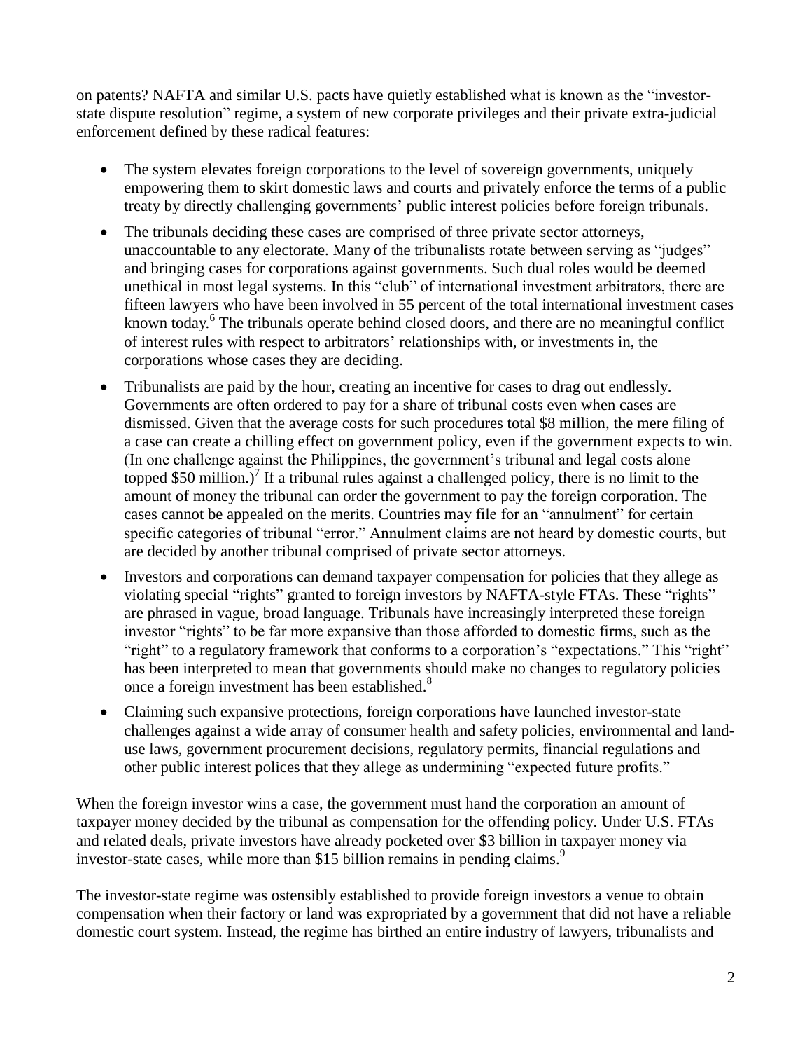on patents? NAFTA and similar U.S. pacts have quietly established what is known as the "investor-state dispute resolution" regime, a system of new corporate privileges and their private extra-judicial enforcement defined by these radical features:

- The system elevates foreign corporations to the level of sovereign governments, uniquely empowering them to skirt domestic laws and courts and privately enforce the terms of a public treaty by directly challenging governments' public interest policies before foreign tribunals.
- The tribunals deciding these cases are comprised of three private sector attorneys, unaccountable to any electorate. Many of the tribunalists rotate between serving as "judges" and bringing cases for corporations against governments. Such dual roles would be deemed unethical in most legal systems. In this "club" of international investment arbitrators, there are fifteen lawyers who have been involved in 55 percent of the total international investment cases known today.[6] The tribunals operate behind closed doors, and there are no meaningful conflict of interest rules with respect to arbitrators' relationships with, or investments in, the corporations whose cases they are deciding.
- Tribunalists are paid by the hour, creating an incentive for cases to drag out endlessly. Governments are often ordered to pay for a share of tribunal costs even when cases are dismissed. Given that the average costs for such procedures total \$8 million, the mere filing of a case can create a chilling effect on government policy, even if the government expects to win. (In one challenge against the Philippines, the government's tribunal and legal costs alone topped \$50 million.)[7] If a tribunal rules against a challenged policy, there is no limit to the amount of money the tribunal can order the government to pay the foreign corporation. The cases cannot be appealed on the merits. Countries may file for an "annulment" for certain specific categories of tribunal "error." Annulment claims are not heard by domestic courts, but are decided by another tribunal comprised of private sector attorneys.
- Investors and corporations can demand taxpayer compensation for policies that they allege as violating special "rights" granted to foreign investors by NAFTA-style FTAs. These "rights" are phrased in vague, broad language. Tribunals have increasingly interpreted these foreign investor "rights" to be far more expansive than those afforded to domestic firms, such as the "right" to a regulatory framework that conforms to a corporation's "expectations." This "right" has been interpreted to mean that governments should make no changes to regulatory policies once a foreign investment has been established.[8]
- Claiming such expansive protections, foreign corporations have launched investor-state challenges against a wide array of consumer health and safety policies, environmental and land-use laws, government procurement decisions, regulatory permits, financial regulations and other public interest polices that they allege as undermining "expected future profits."

When the foreign investor wins a case, the government must hand the corporation an amount of taxpayer money decided by the tribunal as compensation for the offending policy. Under U.S. FTAs and related deals, private investors have already pocketed over \$3 billion in taxpayer money via investor-state cases, while more than \$15 billion remains in pending claims.[9]

The investor-state regime was ostensibly established to provide foreign investors a venue to obtain compensation when their factory or land was expropriated by a government that did not have a reliable domestic court system. Instead, the regime has birthed an entire industry of lawyers, tribunalists and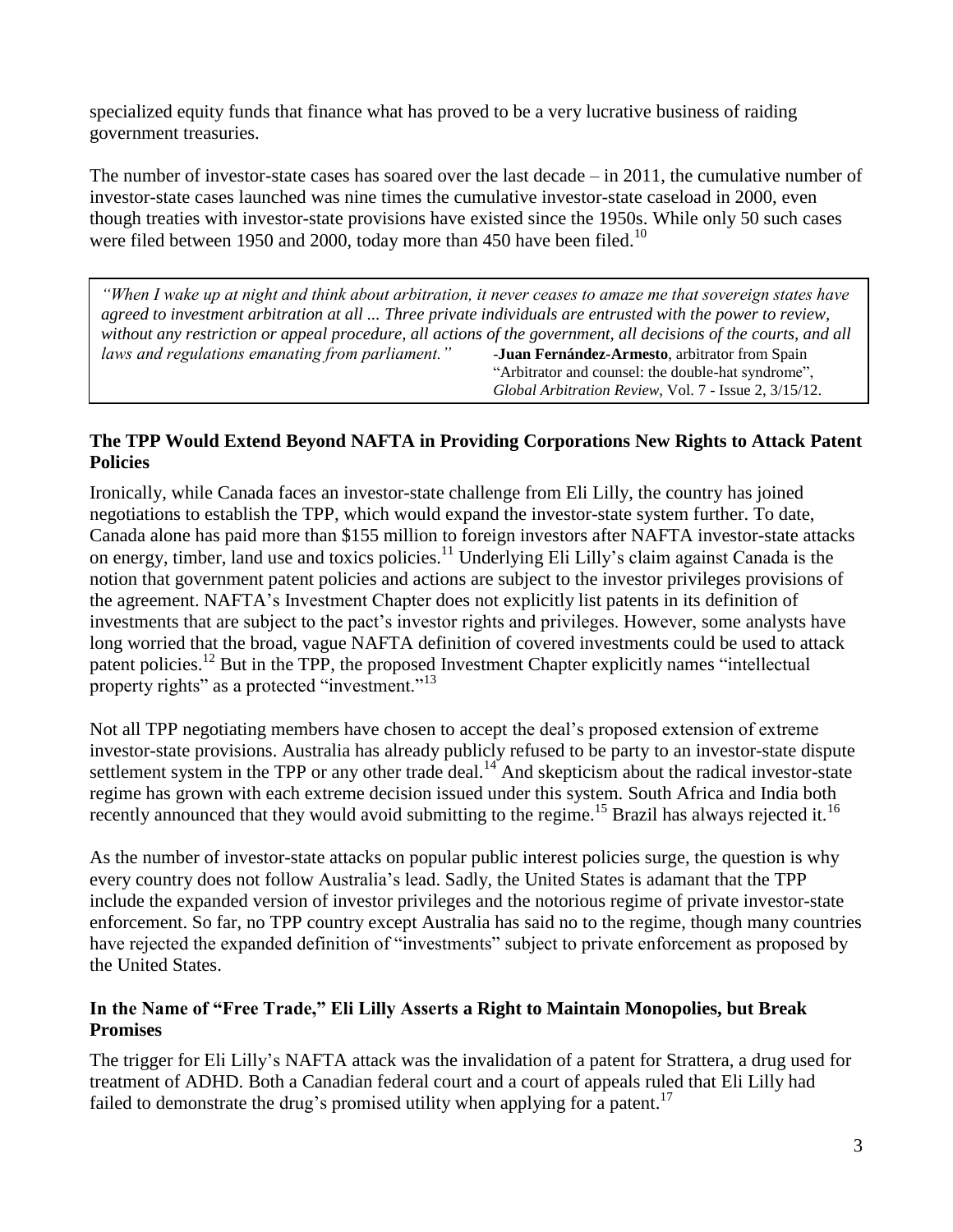specialized equity funds that finance what has proved to be a very lucrative business of raiding government treasuries.

The number of investor-state cases has soared over the last decade – in 2011, the cumulative number of investor-state cases launched was nine times the cumulative investor-state caseload in 2000, even though treaties with investor-state provisions have existed since the 1950s. While only 50 such cases were filed between 1950 and 2000, today more than 450 have been filed.[10]

> *"When I wake up at night and think about arbitration, it never ceases to amaze me that sovereign states have agreed to investment arbitration at all ... Three private individuals are entrusted with the power to review, without any restriction or appeal procedure, all actions of the government, all decisions of the courts, and all laws and regulations emanating from parliament."* -**Juan Fernández-Armesto**, arbitrator from Spain "Arbitrator and counsel: the double-hat syndrome", *Global Arbitration Review*, Vol. 7 - Issue 2, 3/15/12.

## The TPP Would Extend Beyond NAFTA in Providing Corporations New Rights to Attack Patent Policies

Ironically, while Canada faces an investor-state challenge from Eli Lilly, the country has joined negotiations to establish the TPP, which would expand the investor-state system further. To date, Canada alone has paid more than $155 million to foreign investors after NAFTA investor-state attacks on energy, timber, land use and toxics policies.[11] Underlying Eli Lilly's claim against Canada is the notion that government patent policies and actions are subject to the investor privileges provisions of the agreement. NAFTA's Investment Chapter does not explicitly list patents in its definition of investments that are subject to the pact's investor rights and privileges. However, some analysts have long worried that the broad, vague NAFTA definition of covered investments could be used to attack patent policies.[12] But in the TPP, the proposed Investment Chapter explicitly names "intellectual property rights" as a protected "investment."[13]

Not all TPP negotiating members have chosen to accept the deal's proposed extension of extreme investor-state provisions. Australia has already publicly refused to be party to an investor-state dispute settlement system in the TPP or any other trade deal.[14] And skepticism about the radical investor-state regime has grown with each extreme decision issued under this system. South Africa and India both recently announced that they would avoid submitting to the regime.[15] Brazil has always rejected it.[16]

As the number of investor-state attacks on popular public interest policies surge, the question is why every country does not follow Australia's lead. Sadly, the United States is adamant that the TPP include the expanded version of investor privileges and the notorious regime of private investor-state enforcement. So far, no TPP country except Australia has said no to the regime, though many countries have rejected the expanded definition of "investments" subject to private enforcement as proposed by the United States.

## In the Name of "Free Trade," Eli Lilly Asserts a Right to Maintain Monopolies, but Break Promises

The trigger for Eli Lilly's NAFTA attack was the invalidation of a patent for Strattera, a drug used for treatment of ADHD. Both a Canadian federal court and a court of appeals ruled that Eli Lilly had failed to demonstrate the drug's promised utility when applying for a patent.[17]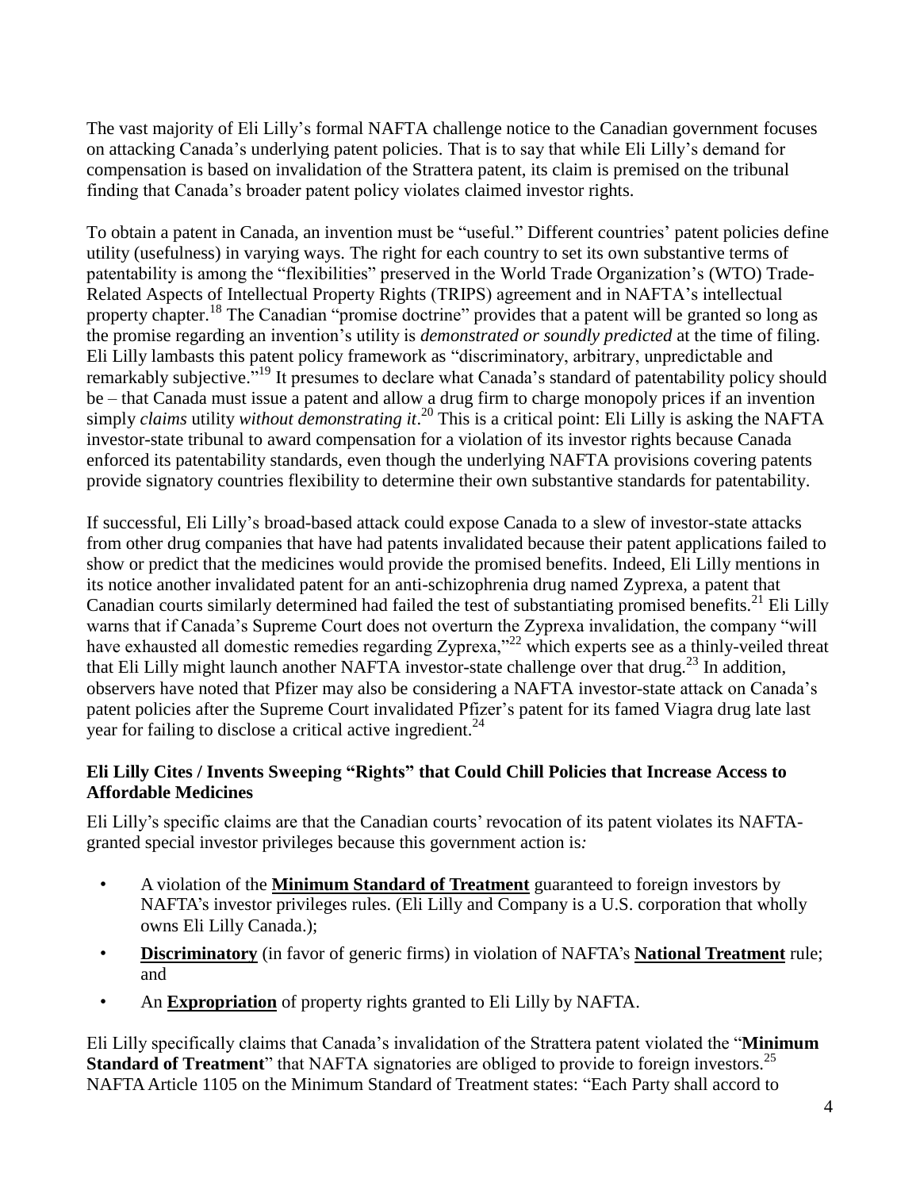The vast majority of Eli Lilly's formal NAFTA challenge notice to the Canadian government focuses on attacking Canada's underlying patent policies. That is to say that while Eli Lilly's demand for compensation is based on invalidation of the Strattera patent, its claim is premised on the tribunal finding that Canada's broader patent policy violates claimed investor rights.

To obtain a patent in Canada, an invention must be "useful." Different countries' patent policies define utility (usefulness) in varying ways. The right for each country to set its own substantive terms of patentability is among the "flexibilities" preserved in the World Trade Organization's (WTO) Trade-Related Aspects of Intellectual Property Rights (TRIPS) agreement and in NAFTA's intellectual property chapter.[18] The Canadian "promise doctrine" provides that a patent will be granted so long as the promise regarding an invention's utility is *demonstrated or soundly predicted* at the time of filing. Eli Lilly lambasts this patent policy framework as "discriminatory, arbitrary, unpredictable and remarkably subjective."[19] It presumes to declare what Canada's standard of patentability policy should be – that Canada must issue a patent and allow a drug firm to charge monopoly prices if an invention simply *claims* utility *without demonstrating it*.[20] This is a critical point: Eli Lilly is asking the NAFTA investor-state tribunal to award compensation for a violation of its investor rights because Canada enforced its patentability standards, even though the underlying NAFTA provisions covering patents provide signatory countries flexibility to determine their own substantive standards for patentability.

If successful, Eli Lilly's broad-based attack could expose Canada to a slew of investor-state attacks from other drug companies that have had patents invalidated because their patent applications failed to show or predict that the medicines would provide the promised benefits. Indeed, Eli Lilly mentions in its notice another invalidated patent for an anti-schizophrenia drug named Zyprexa, a patent that Canadian courts similarly determined had failed the test of substantiating promised benefits.[21] Eli Lilly warns that if Canada's Supreme Court does not overturn the Zyprexa invalidation, the company "will have exhausted all domestic remedies regarding Zyprexa,"[22] which experts see as a thinly-veiled threat that Eli Lilly might launch another NAFTA investor-state challenge over that drug.[23] In addition, observers have noted that Pfizer may also be considering a NAFTA investor-state attack on Canada's patent policies after the Supreme Court invalidated Pfizer's patent for its famed Viagra drug late last year for failing to disclose a critical active ingredient.[24]

### Eli Lilly Cites / Invents Sweeping "Rights" that Could Chill Policies that Increase Access to Affordable Medicines

Eli Lilly's specific claims are that the Canadian courts' revocation of its patent violates its NAFTA-granted special investor privileges because this government action is*:*

- A violation of the **Minimum Standard of Treatment** guaranteed to foreign investors by NAFTA's investor privileges rules. (Eli Lilly and Company is a U.S. corporation that wholly owns Eli Lilly Canada.);
- **Discriminatory** (in favor of generic firms) in violation of NAFTA's **National Treatment** rule; and
- An **Expropriation** of property rights granted to Eli Lilly by NAFTA.

Eli Lilly specifically claims that Canada's invalidation of the Strattera patent violated the "**Minimum Standard of Treatment**" that NAFTA signatories are obliged to provide to foreign investors.[25] NAFTA Article 1105 on the Minimum Standard of Treatment states: "Each Party shall accord to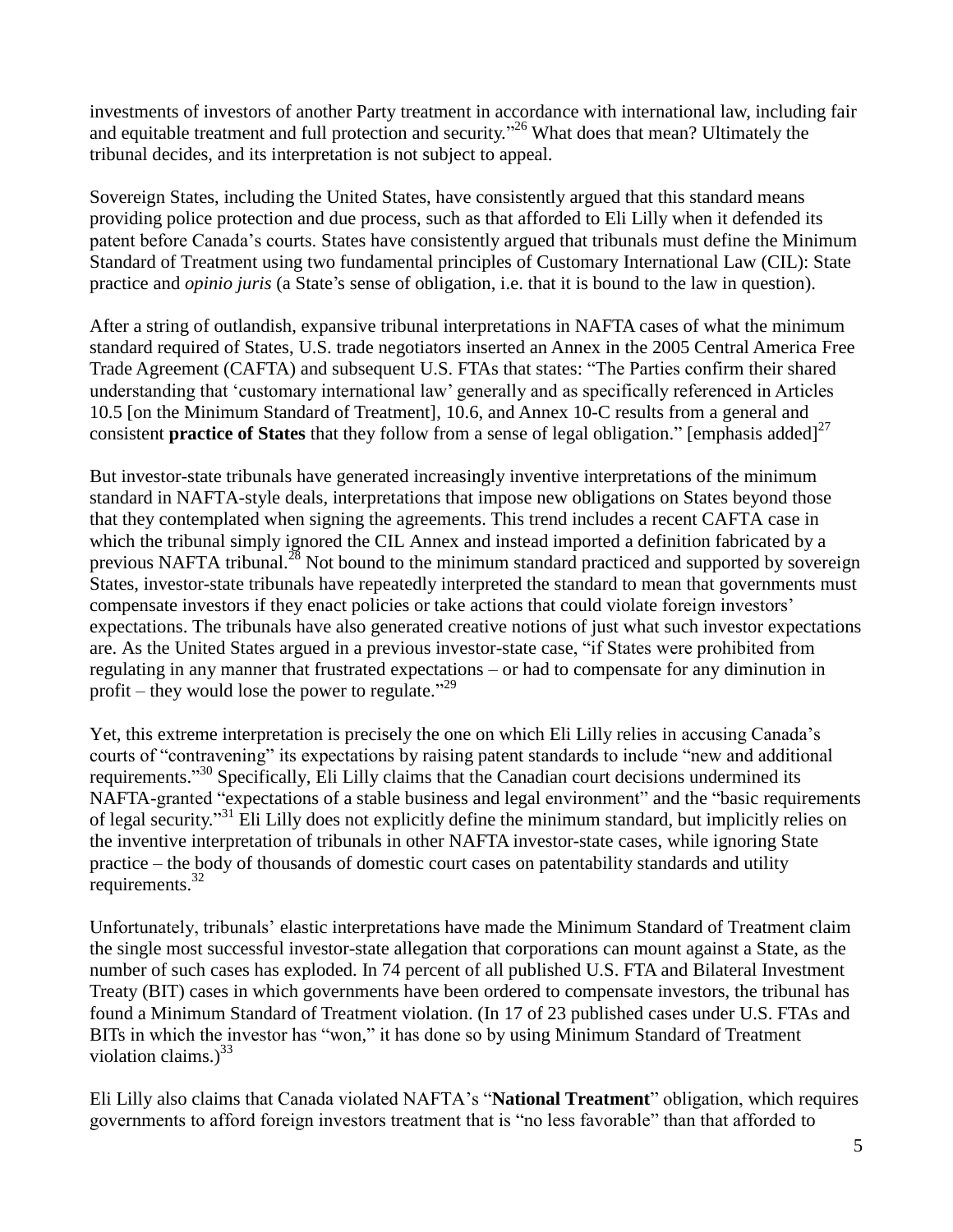investments of investors of another Party treatment in accordance with international law, including fair and equitable treatment and full protection and security."[26] What does that mean? Ultimately the tribunal decides, and its interpretation is not subject to appeal.

Sovereign States, including the United States, have consistently argued that this standard means providing police protection and due process, such as that afforded to Eli Lilly when it defended its patent before Canada's courts. States have consistently argued that tribunals must define the Minimum Standard of Treatment using two fundamental principles of Customary International Law (CIL): State practice and *opinio juris* (a State's sense of obligation, i.e. that it is bound to the law in question).

After a string of outlandish, expansive tribunal interpretations in NAFTA cases of what the minimum standard required of States, U.S. trade negotiators inserted an Annex in the 2005 Central America Free Trade Agreement (CAFTA) and subsequent U.S. FTAs that states: "The Parties confirm their shared understanding that 'customary international law' generally and as specifically referenced in Articles 10.5 [on the Minimum Standard of Treatment], 10.6, and Annex 10-C results from a general and consistent **practice of States** that they follow from a sense of legal obligation." [emphasis added][27]

But investor-state tribunals have generated increasingly inventive interpretations of the minimum standard in NAFTA-style deals, interpretations that impose new obligations on States beyond those that they contemplated when signing the agreements. This trend includes a recent CAFTA case in which the tribunal simply ignored the CIL Annex and instead imported a definition fabricated by a previous NAFTA tribunal.[28] Not bound to the minimum standard practiced and supported by sovereign States, investor-state tribunals have repeatedly interpreted the standard to mean that governments must compensate investors if they enact policies or take actions that could violate foreign investors' expectations. The tribunals have also generated creative notions of just what such investor expectations are. As the United States argued in a previous investor-state case, "if States were prohibited from regulating in any manner that frustrated expectations – or had to compensate for any diminution in profit – they would lose the power to regulate."[29]

Yet, this extreme interpretation is precisely the one on which Eli Lilly relies in accusing Canada's courts of "contravening" its expectations by raising patent standards to include "new and additional requirements."[30] Specifically, Eli Lilly claims that the Canadian court decisions undermined its NAFTA-granted "expectations of a stable business and legal environment" and the "basic requirements of legal security."[31] Eli Lilly does not explicitly define the minimum standard, but implicitly relies on the inventive interpretation of tribunals in other NAFTA investor-state cases, while ignoring State practice – the body of thousands of domestic court cases on patentability standards and utility requirements.[32]

Unfortunately, tribunals' elastic interpretations have made the Minimum Standard of Treatment claim the single most successful investor-state allegation that corporations can mount against a State, as the number of such cases has exploded. In 74 percent of all published U.S. FTA and Bilateral Investment Treaty (BIT) cases in which governments have been ordered to compensate investors, the tribunal has found a Minimum Standard of Treatment violation. (In 17 of 23 published cases under U.S. FTAs and BITs in which the investor has "won," it has done so by using Minimum Standard of Treatment violation claims.)[33]

Eli Lilly also claims that Canada violated NAFTA's "**National Treatment**" obligation, which requires governments to afford foreign investors treatment that is "no less favorable" than that afforded to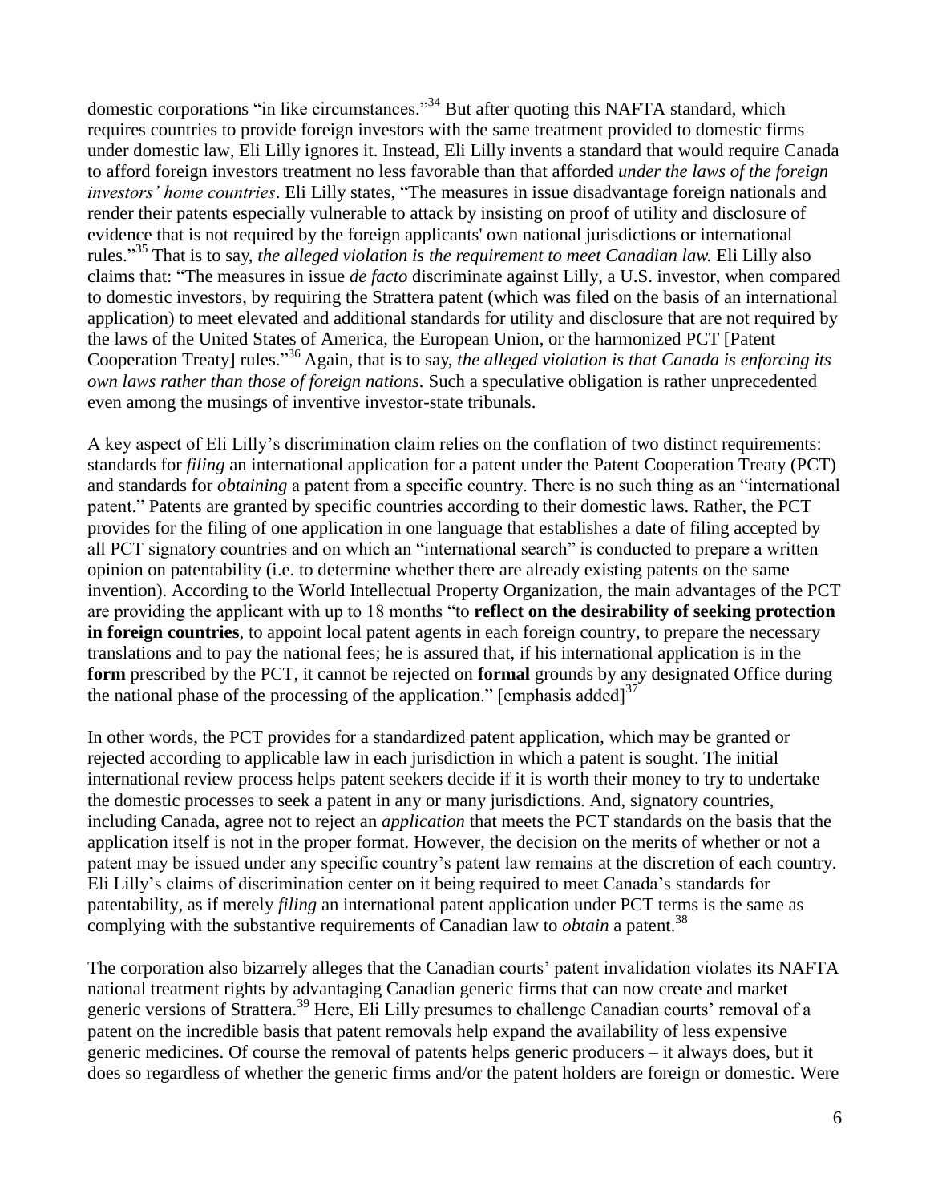domestic corporations "in like circumstances."[34] But after quoting this NAFTA standard, which requires countries to provide foreign investors with the same treatment provided to domestic firms under domestic law, Eli Lilly ignores it. Instead, Eli Lilly invents a standard that would require Canada to afford foreign investors treatment no less favorable than that afforded *under the laws of the foreign investors' home countries*. Eli Lilly states, "The measures in issue disadvantage foreign nationals and render their patents especially vulnerable to attack by insisting on proof of utility and disclosure of evidence that is not required by the foreign applicants' own national jurisdictions or international rules."[35] That is to say, *the alleged violation is the requirement to meet Canadian law.* Eli Lilly also claims that: "The measures in issue *de facto* discriminate against Lilly, a U.S. investor, when compared to domestic investors, by requiring the Strattera patent (which was filed on the basis of an international application) to meet elevated and additional standards for utility and disclosure that are not required by the laws of the United States of America, the European Union, or the harmonized PCT [Patent Cooperation Treaty] rules."[36] Again, that is to say, *the alleged violation is that Canada is enforcing its own laws rather than those of foreign nations.* Such a speculative obligation is rather unprecedented even among the musings of inventive investor-state tribunals.

A key aspect of Eli Lilly's discrimination claim relies on the conflation of two distinct requirements: standards for *filing* an international application for a patent under the Patent Cooperation Treaty (PCT) and standards for *obtaining* a patent from a specific country. There is no such thing as an "international patent." Patents are granted by specific countries according to their domestic laws. Rather, the PCT provides for the filing of one application in one language that establishes a date of filing accepted by all PCT signatory countries and on which an "international search" is conducted to prepare a written opinion on patentability (i.e. to determine whether there are already existing patents on the same invention). According to the World Intellectual Property Organization, the main advantages of the PCT are providing the applicant with up to 18 months "to **reflect on the desirability of seeking protection in foreign countries**, to appoint local patent agents in each foreign country, to prepare the necessary translations and to pay the national fees; he is assured that, if his international application is in the **form** prescribed by the PCT, it cannot be rejected on **formal** grounds by any designated Office during the national phase of the processing of the application." [emphasis added][37]

In other words, the PCT provides for a standardized patent application, which may be granted or rejected according to applicable law in each jurisdiction in which a patent is sought. The initial international review process helps patent seekers decide if it is worth their money to try to undertake the domestic processes to seek a patent in any or many jurisdictions. And, signatory countries, including Canada, agree not to reject an *application* that meets the PCT standards on the basis that the application itself is not in the proper format. However, the decision on the merits of whether or not a patent may be issued under any specific country's patent law remains at the discretion of each country. Eli Lilly's claims of discrimination center on it being required to meet Canada's standards for patentability, as if merely *filing* an international patent application under PCT terms is the same as complying with the substantive requirements of Canadian law to *obtain* a patent.[38]

The corporation also bizarrely alleges that the Canadian courts' patent invalidation violates its NAFTA national treatment rights by advantaging Canadian generic firms that can now create and market generic versions of Strattera.[39] Here, Eli Lilly presumes to challenge Canadian courts' removal of a patent on the incredible basis that patent removals help expand the availability of less expensive generic medicines. Of course the removal of patents helps generic producers – it always does, but it does so regardless of whether the generic firms and/or the patent holders are foreign or domestic. Were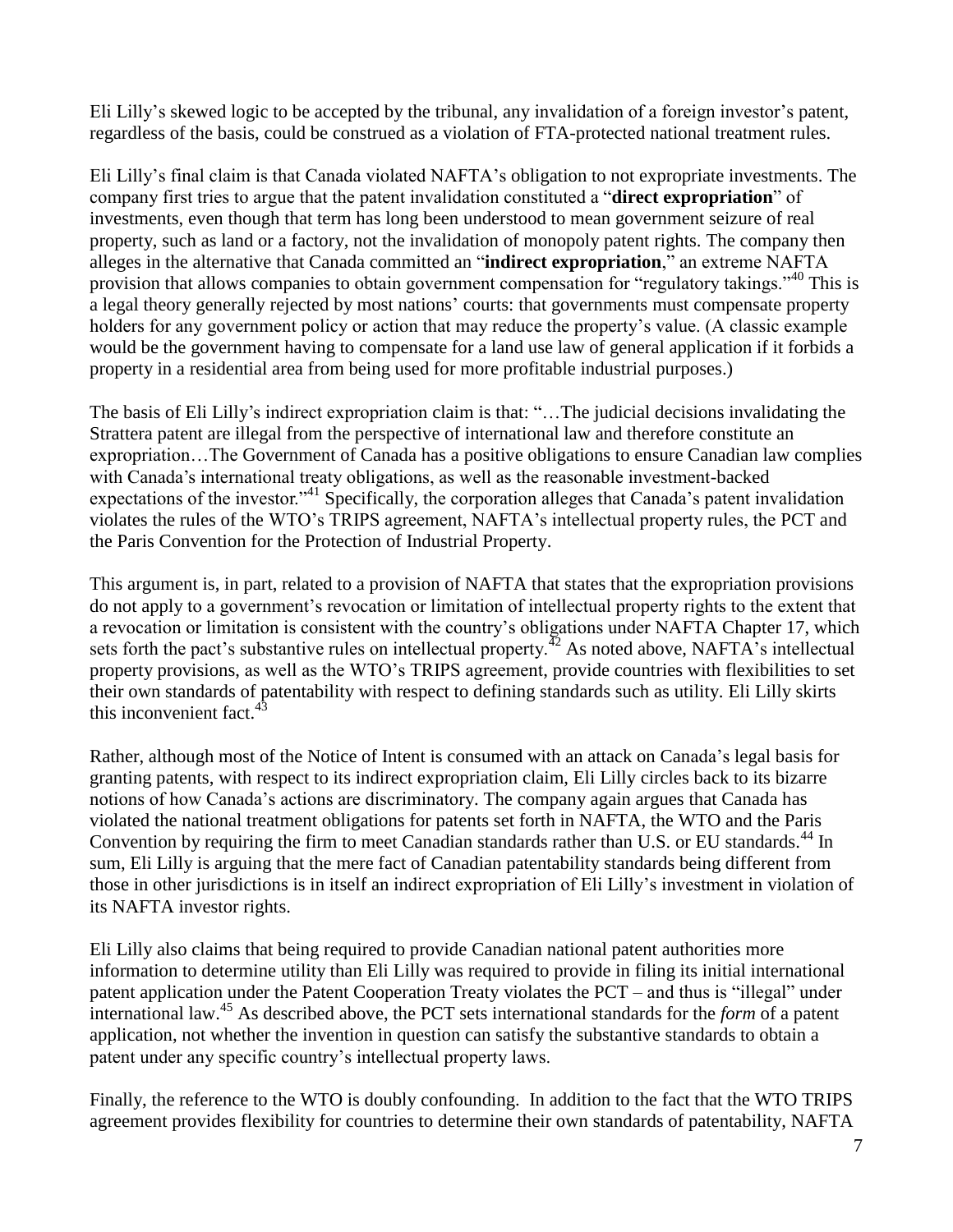Eli Lilly's skewed logic to be accepted by the tribunal, any invalidation of a foreign investor's patent, regardless of the basis, could be construed as a violation of FTA-protected national treatment rules.

Eli Lilly's final claim is that Canada violated NAFTA's obligation to not expropriate investments. The company first tries to argue that the patent invalidation constituted a "**direct expropriation**" of investments, even though that term has long been understood to mean government seizure of real property, such as land or a factory, not the invalidation of monopoly patent rights. The company then alleges in the alternative that Canada committed an "**indirect expropriation**," an extreme NAFTA provision that allows companies to obtain government compensation for "regulatory takings."[40] This is a legal theory generally rejected by most nations' courts: that governments must compensate property holders for any government policy or action that may reduce the property's value. (A classic example would be the government having to compensate for a land use law of general application if it forbids a property in a residential area from being used for more profitable industrial purposes.)

The basis of Eli Lilly's indirect expropriation claim is that: "…The judicial decisions invalidating the Strattera patent are illegal from the perspective of international law and therefore constitute an expropriation…The Government of Canada has a positive obligations to ensure Canadian law complies with Canada's international treaty obligations, as well as the reasonable investment-backed expectations of the investor."[41] Specifically, the corporation alleges that Canada's patent invalidation violates the rules of the WTO's TRIPS agreement, NAFTA's intellectual property rules, the PCT and the Paris Convention for the Protection of Industrial Property.

This argument is, in part, related to a provision of NAFTA that states that the expropriation provisions do not apply to a government's revocation or limitation of intellectual property rights to the extent that a revocation or limitation is consistent with the country's obligations under NAFTA Chapter 17, which sets forth the pact's substantive rules on intellectual property.[42] As noted above, NAFTA's intellectual property provisions, as well as the WTO's TRIPS agreement, provide countries with flexibilities to set their own standards of patentability with respect to defining standards such as utility. Eli Lilly skirts this inconvenient fact.[43]

Rather, although most of the Notice of Intent is consumed with an attack on Canada's legal basis for granting patents, with respect to its indirect expropriation claim, Eli Lilly circles back to its bizarre notions of how Canada's actions are discriminatory. The company again argues that Canada has violated the national treatment obligations for patents set forth in NAFTA, the WTO and the Paris Convention by requiring the firm to meet Canadian standards rather than U.S. or EU standards.[44] In sum, Eli Lilly is arguing that the mere fact of Canadian patentability standards being different from those in other jurisdictions is in itself an indirect expropriation of Eli Lilly's investment in violation of its NAFTA investor rights.

Eli Lilly also claims that being required to provide Canadian national patent authorities more information to determine utility than Eli Lilly was required to provide in filing its initial international patent application under the Patent Cooperation Treaty violates the PCT – and thus is "illegal" under international law.[45] As described above, the PCT sets international standards for the *form* of a patent application, not whether the invention in question can satisfy the substantive standards to obtain a patent under any specific country's intellectual property laws.

Finally, the reference to the WTO is doubly confounding. In addition to the fact that the WTO TRIPS agreement provides flexibility for countries to determine their own standards of patentability, NAFTA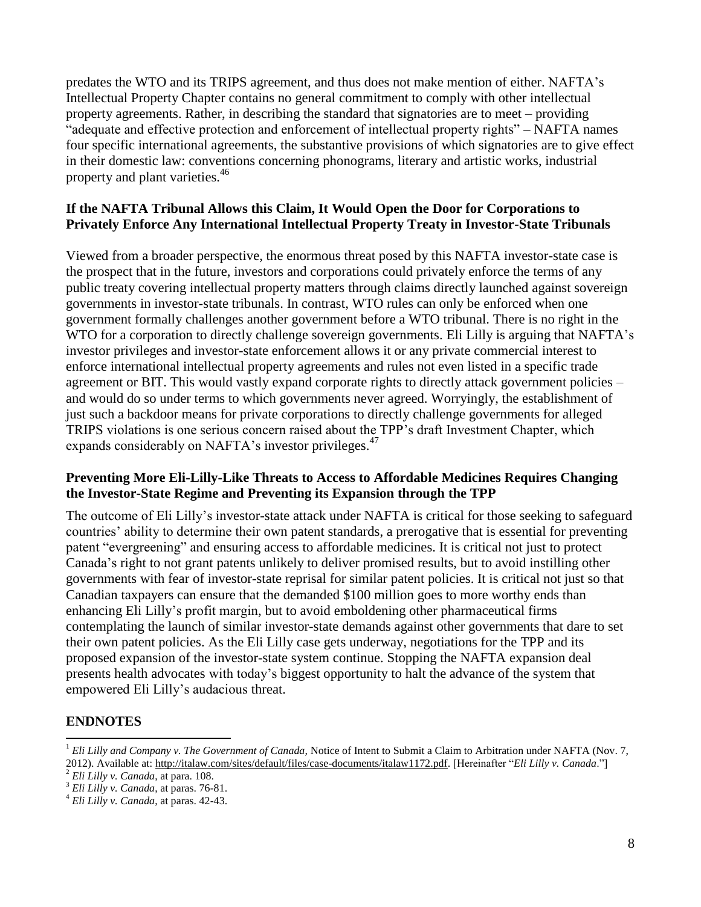predates the WTO and its TRIPS agreement, and thus does not make mention of either. NAFTA's Intellectual Property Chapter contains no general commitment to comply with other intellectual property agreements. Rather, in describing the standard that signatories are to meet – providing "adequate and effective protection and enforcement of intellectual property rights" – NAFTA names four specific international agreements, the substantive provisions of which signatories are to give effect in their domestic law: conventions concerning phonograms, literary and artistic works, industrial property and plant varieties.[46]

### If the NAFTA Tribunal Allows this Claim, It Would Open the Door for Corporations to Privately Enforce Any International Intellectual Property Treaty in Investor-State Tribunals

Viewed from a broader perspective, the enormous threat posed by this NAFTA investor-state case is the prospect that in the future, investors and corporations could privately enforce the terms of any public treaty covering intellectual property matters through claims directly launched against sovereign governments in investor-state tribunals. In contrast, WTO rules can only be enforced when one government formally challenges another government before a WTO tribunal. There is no right in the WTO for a corporation to directly challenge sovereign governments. Eli Lilly is arguing that NAFTA's investor privileges and investor-state enforcement allows it or any private commercial interest to enforce international intellectual property agreements and rules not even listed in a specific trade agreement or BIT. This would vastly expand corporate rights to directly attack government policies – and would do so under terms to which governments never agreed. Worryingly, the establishment of just such a backdoor means for private corporations to directly challenge governments for alleged TRIPS violations is one serious concern raised about the TPP's draft Investment Chapter, which expands considerably on NAFTA's investor privileges.[47]

### Preventing More Eli-Lilly-Like Threats to Access to Affordable Medicines Requires Changing the Investor-State Regime and Preventing its Expansion through the TPP

The outcome of Eli Lilly's investor-state attack under NAFTA is critical for those seeking to safeguard countries' ability to determine their own patent standards, a prerogative that is essential for preventing patent "evergreening" and ensuring access to affordable medicines. It is critical not just to protect Canada's right to not grant patents unlikely to deliver promised results, but to avoid instilling other governments with fear of investor-state reprisal for similar patent policies. It is critical not just so that Canadian taxpayers can ensure that the demanded $100 million goes to more worthy ends than enhancing Eli Lilly's profit margin, but to avoid emboldening other pharmaceutical firms contemplating the launch of similar investor-state demands against other governments that dare to set their own patent policies. As the Eli Lilly case gets underway, negotiations for the TPP and its proposed expansion of the investor-state system continue. Stopping the NAFTA expansion deal presents health advocates with today's biggest opportunity to halt the advance of the system that empowered Eli Lilly's audacious threat.

## ENDNOTES

[1] *Eli Lilly and Company v. The Government of Canada*, Notice of Intent to Submit a Claim to Arbitration under NAFTA (Nov. 7, 2012). Available at: http://italaw.com/sites/default/files/case-documents/italaw1172.pdf. [Hereinafter "*Eli Lilly v. Canada*."]

[2] *Eli Lilly v. Canada*, at para. 108.

[3] *Eli Lilly v. Canada*, at paras. 76-81.

[4] *Eli Lilly v. Canada*, at paras. 42-43.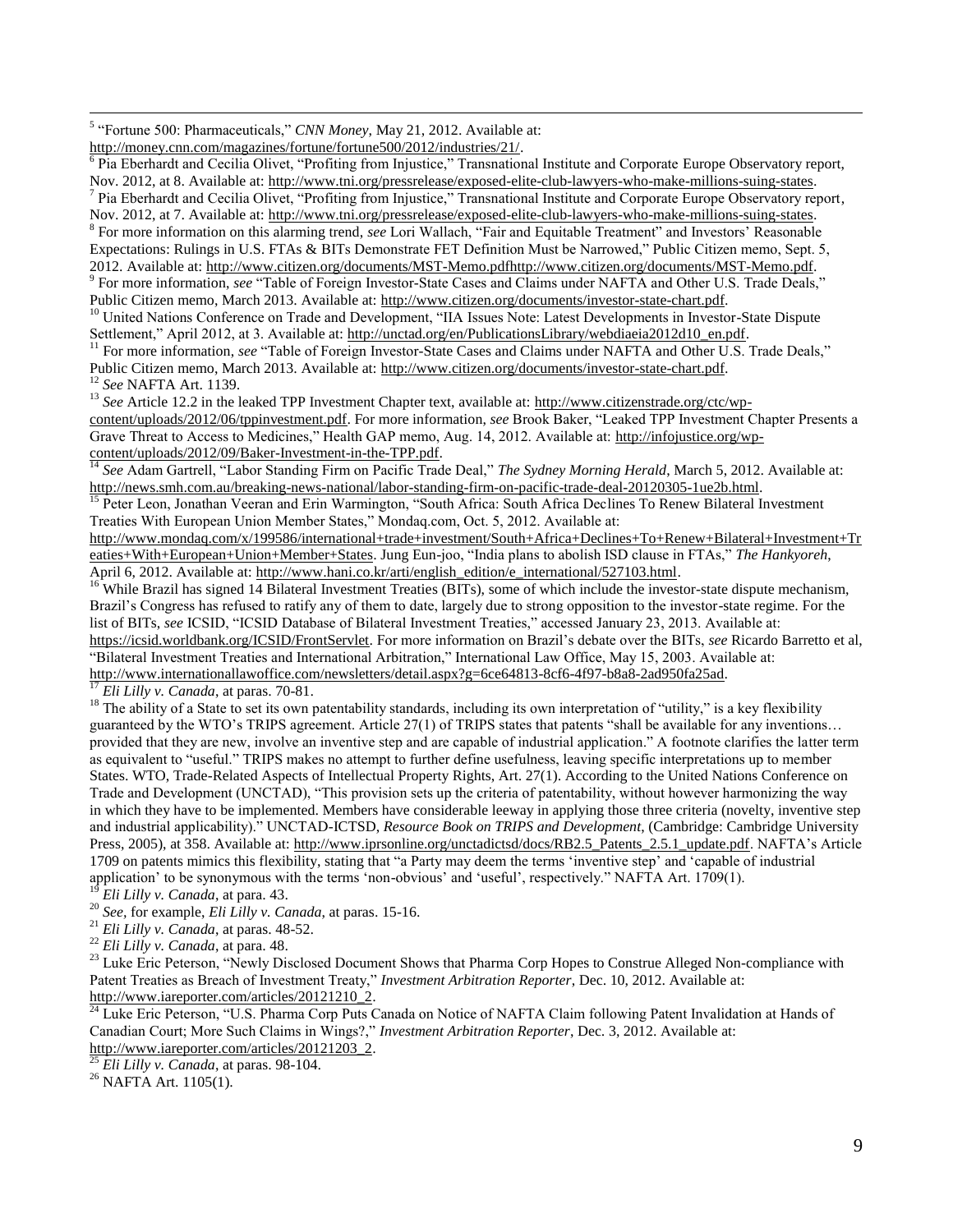[5] "Fortune 500: Pharmaceuticals," *CNN Money,* May 21, 2012. Available at: http://money.cnn.com/magazines/fortune/fortune500/2012/industries/21/.

[6] Pia Eberhardt and Cecilia Olivet, "Profiting from Injustice," Transnational Institute and Corporate Europe Observatory report, Nov. 2012, at 8. Available at: http://www.tni.org/pressrelease/exposed-elite-club-lawyers-who-make-millions-suing-states.

[7] Pia Eberhardt and Cecilia Olivet, "Profiting from Injustice," Transnational Institute and Corporate Europe Observatory report, Nov. 2012, at 7. Available at: http://www.tni.org/pressrelease/exposed-elite-club-lawyers-who-make-millions-suing-states.

[8] For more information on this alarming trend, *see* Lori Wallach, "Fair and Equitable Treatment" and Investors' Reasonable Expectations: Rulings in U.S. FTAs & BITs Demonstrate FET Definition Must be Narrowed," Public Citizen memo, Sept. 5, 2012. Available at: http://www.citizen.org/documents/MST-Memo.pdfhttp://www.citizen.org/documents/MST-Memo.pdf.

[9] For more information, *see* "Table of Foreign Investor-State Cases and Claims under NAFTA and Other U.S. Trade Deals," Public Citizen memo, March 2013. Available at: http://www.citizen.org/documents/investor-state-chart.pdf.

[10] United Nations Conference on Trade and Development, "IIA Issues Note: Latest Developments in Investor-State Dispute Settlement," April 2012, at 3. Available at: http://unctad.org/en/PublicationsLibrary/webdiaeia2012d10_en.pdf.

[11] For more information, *see* "Table of Foreign Investor-State Cases and Claims under NAFTA and Other U.S. Trade Deals," Public Citizen memo, March 2013. Available at: http://www.citizen.org/documents/investor-state-chart.pdf.

[12] *See* NAFTA Art. 1139.

[13] *See* Article 12.2 in the leaked TPP Investment Chapter text, available at: http://www.citizenstrade.org/ctc/wp-content/uploads/2012/06/tppinvestment.pdf. For more information, *see* Brook Baker, "Leaked TPP Investment Chapter Presents a Grave Threat to Access to Medicines," Health GAP memo, Aug. 14, 2012. Available at: http://infojustice.org/wp-content/uploads/2012/09/Baker-Investment-in-the-TPP.pdf.

[14] *See* Adam Gartrell, "Labor Standing Firm on Pacific Trade Deal," *The Sydney Morning Herald,* March 5, 2012. Available at: http://news.smh.com.au/breaking-news-national/labor-standing-firm-on-pacific-trade-deal-20120305-1ue2b.html.

[15] Peter Leon, Jonathan Veeran and Erin Warmington, "South Africa: South Africa Declines To Renew Bilateral Investment Treaties With European Union Member States," Mondaq.com, Oct. 5, 2012. Available at: http://www.mondaq.com/x/199586/international+trade+investment/South+Africa+Declines+To+Renew+Bilateral+Investment+Treaties+With+European+Union+Member+States. Jung Eun-joo, "India plans to abolish ISD clause in FTAs," *The Hankyoreh*, April 6, 2012. Available at: http://www.hani.co.kr/arti/english_edition/e_international/527103.html.

[16] While Brazil has signed 14 Bilateral Investment Treaties (BITs), some of which include the investor-state dispute mechanism, Brazil's Congress has refused to ratify any of them to date, largely due to strong opposition to the investor-state regime. For the list of BITs, *see* ICSID, "ICSID Database of Bilateral Investment Treaties," accessed January 23, 2013. Available at: https://icsid.worldbank.org/ICSID/FrontServlet. For more information on Brazil's debate over the BITs, *see* Ricardo Barretto et al, "Bilateral Investment Treaties and International Arbitration," International Law Office, May 15, 2003. Available at: http://www.internationallawoffice.com/newsletters/detail.aspx?g=6ce64813-8cf6-4f97-b8a8-2ad950fa25ad.

[17] *Eli Lilly v. Canada*, at paras. 70-81.

[18] The ability of a State to set its own patentability standards, including its own interpretation of "utility," is a key flexibility guaranteed by the WTO's TRIPS agreement. Article 27(1) of TRIPS states that patents "shall be available for any inventions… provided that they are new, involve an inventive step and are capable of industrial application." A footnote clarifies the latter term as equivalent to "useful." TRIPS makes no attempt to further define usefulness, leaving specific interpretations up to member States. WTO, Trade-Related Aspects of Intellectual Property Rights, Art. 27(1). According to the United Nations Conference on Trade and Development (UNCTAD), "This provision sets up the criteria of patentability, without however harmonizing the way in which they have to be implemented. Members have considerable leeway in applying those three criteria (novelty, inventive step and industrial applicability)." UNCTAD-ICTSD, *Resource Book on TRIPS and Development*, (Cambridge: Cambridge University Press, 2005), at 358. Available at: http://www.iprsonline.org/unctadictsd/docs/RB2.5_Patents_2.5.1_update.pdf. NAFTA's Article 1709 on patents mimics this flexibility, stating that "a Party may deem the terms 'inventive step' and 'capable of industrial application' to be synonymous with the terms 'non-obvious' and 'useful', respectively." NAFTA Art. 1709(1).

[19] *Eli Lilly v. Canada*, at para. 43.

[20] *See,* for example, *Eli Lilly v. Canada*, at paras. 15-16.

[21] *Eli Lilly v. Canada*, at paras. 48-52.

[22] *Eli Lilly v. Canada*, at para. 48.

[23] Luke Eric Peterson, "Newly Disclosed Document Shows that Pharma Corp Hopes to Construe Alleged Non-compliance with Patent Treaties as Breach of Investment Treaty," *Investment Arbitration Reporter*, Dec. 10, 2012. Available at: http://www.iareporter.com/articles/20121210_2.

[24] Luke Eric Peterson, "U.S. Pharma Corp Puts Canada on Notice of NAFTA Claim following Patent Invalidation at Hands of Canadian Court; More Such Claims in Wings?," *Investment Arbitration Reporter*, Dec. 3, 2012. Available at: http://www.iareporter.com/articles/20121203_2.

[25] *Eli Lilly v. Canada*, at paras. 98-104.

[26] NAFTA Art. 1105(1).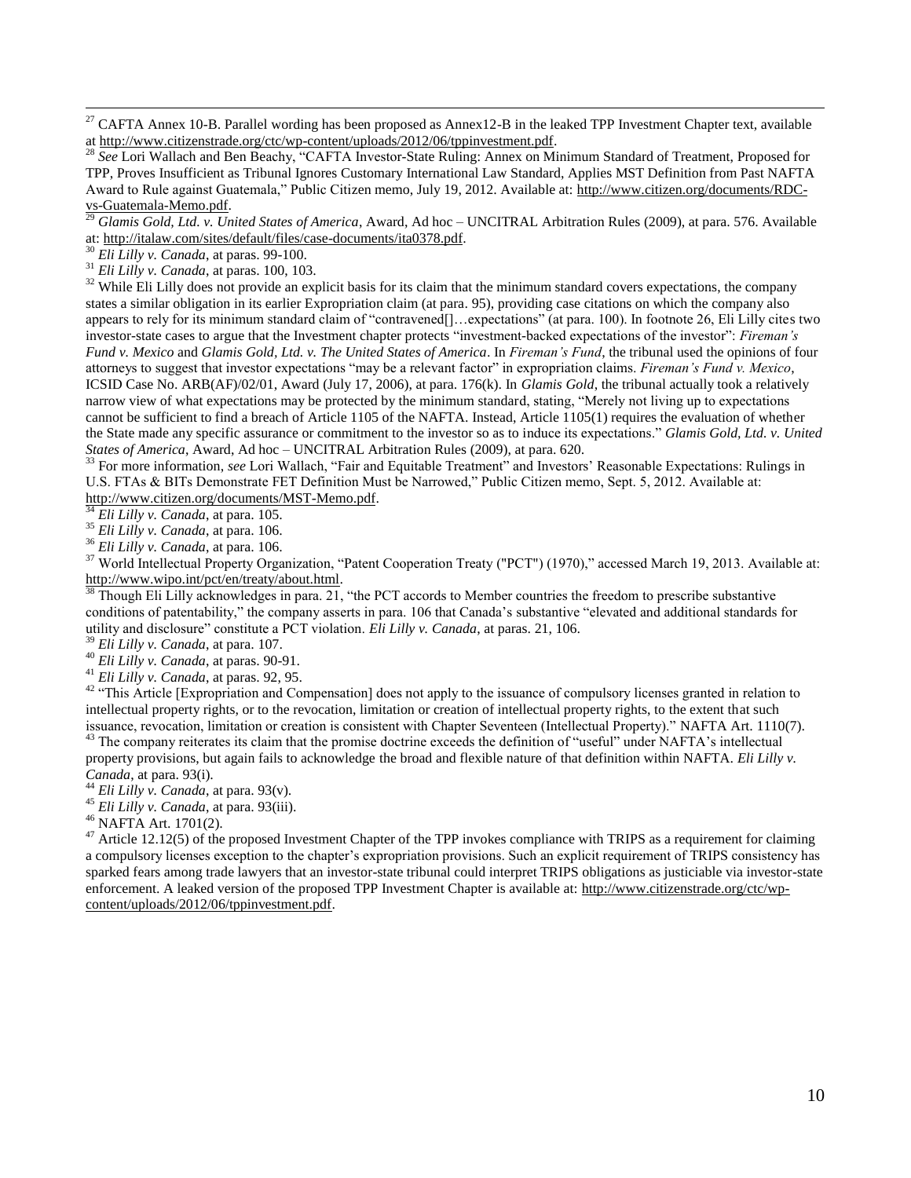[27] CAFTA Annex 10-B. Parallel wording has been proposed as Annex12-B in the leaked TPP Investment Chapter text, available at http://www.citizenstrade.org/ctc/wp-content/uploads/2012/06/tppinvestment.pdf.

[28] *See* Lori Wallach and Ben Beachy, "CAFTA Investor-State Ruling: Annex on Minimum Standard of Treatment, Proposed for TPP, Proves Insufficient as Tribunal Ignores Customary International Law Standard, Applies MST Definition from Past NAFTA Award to Rule against Guatemala," Public Citizen memo, July 19, 2012. Available at: http://www.citizen.org/documents/RDC-vs-Guatemala-Memo.pdf.

[29] *Glamis Gold, Ltd. v. United States of America*, Award, Ad hoc – UNCITRAL Arbitration Rules (2009), at para. 576. Available at: http://italaw.com/sites/default/files/case-documents/ita0378.pdf.

[30] *Eli Lilly v. Canada*, at paras. 99-100.

[31] *Eli Lilly v. Canada*, at paras. 100, 103.

[32] While Eli Lilly does not provide an explicit basis for its claim that the minimum standard covers expectations, the company states a similar obligation in its earlier Expropriation claim (at para. 95), providing case citations on which the company also appears to rely for its minimum standard claim of "contravened[]…expectations" (at para. 100). In footnote 26, Eli Lilly cites two investor-state cases to argue that the Investment chapter protects "investment-backed expectations of the investor": *Fireman's Fund v. Mexico* and *Glamis Gold, Ltd. v. The United States of America*. In *Fireman's Fund*, the tribunal used the opinions of four attorneys to suggest that investor expectations "may be a relevant factor" in expropriation claims. *Fireman's Fund v. Mexico*, ICSID Case No. ARB(AF)/02/01, Award (July 17, 2006), at para. 176(k). In *Glamis Gold*, the tribunal actually took a relatively narrow view of what expectations may be protected by the minimum standard, stating, "Merely not living up to expectations cannot be sufficient to find a breach of Article 1105 of the NAFTA. Instead, Article 1105(1) requires the evaluation of whether the State made any specific assurance or commitment to the investor so as to induce its expectations." *Glamis Gold, Ltd. v. United States of America*, Award, Ad hoc – UNCITRAL Arbitration Rules (2009), at para. 620.

[33] For more information, *see* Lori Wallach, "Fair and Equitable Treatment" and Investors' Reasonable Expectations: Rulings in U.S. FTAs & BITs Demonstrate FET Definition Must be Narrowed," Public Citizen memo, Sept. 5, 2012. Available at: http://www.citizen.org/documents/MST-Memo.pdf.

[34] *Eli Lilly v. Canada*, at para. 105.

[35] *Eli Lilly v. Canada*, at para. 106.

[36] *Eli Lilly v. Canada*, at para. 106.

[37] World Intellectual Property Organization, "Patent Cooperation Treaty ("PCT") (1970)," accessed March 19, 2013. Available at: http://www.wipo.int/pct/en/treaty/about.html.

[38] Though Eli Lilly acknowledges in para. 21, "the PCT accords to Member countries the freedom to prescribe substantive conditions of patentability," the company asserts in para. 106 that Canada's substantive "elevated and additional standards for utility and disclosure" constitute a PCT violation. *Eli Lilly v. Canada*, at paras. 21, 106.

[39] *Eli Lilly v. Canada*, at para. 107.

[40] *Eli Lilly v. Canada*, at paras. 90-91.

[41] *Eli Lilly v. Canada*, at paras. 92, 95.

[42] "This Article [Expropriation and Compensation] does not apply to the issuance of compulsory licenses granted in relation to intellectual property rights, or to the revocation, limitation or creation of intellectual property rights, to the extent that such issuance, revocation, limitation or creation is consistent with Chapter Seventeen (Intellectual Property)." NAFTA Art. 1110(7).

[43] The company reiterates its claim that the promise doctrine exceeds the definition of "useful" under NAFTA's intellectual property provisions, but again fails to acknowledge the broad and flexible nature of that definition within NAFTA. *Eli Lilly v. Canada*, at para. 93(i).

[44] *Eli Lilly v. Canada*, at para. 93(v).

[45] *Eli Lilly v. Canada*, at para. 93(iii).

[46] NAFTA Art. 1701(2).

[47] Article 12.12(5) of the proposed Investment Chapter of the TPP invokes compliance with TRIPS as a requirement for claiming a compulsory licenses exception to the chapter's expropriation provisions. Such an explicit requirement of TRIPS consistency has sparked fears among trade lawyers that an investor-state tribunal could interpret TRIPS obligations as justiciable via investor-state enforcement. A leaked version of the proposed TPP Investment Chapter is available at: http://www.citizenstrade.org/ctc/wp-content/uploads/2012/06/tppinvestment.pdf.